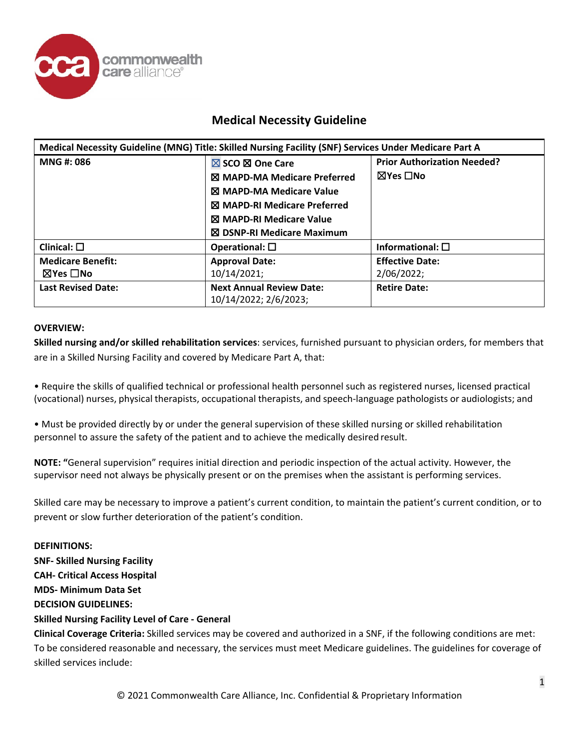# Medical Necessity Guideline

| Medical Necessity Guideline (MNG) Title: Skilled Nursing Facility (SNF) Services Under Medicare Part A | | |
|---|---|---|
| **MNG #: 086** | ☒ SCO ☒ One Care<br>☒ MAPD-MA Medicare Preferred<br>☒ MAPD-MA Medicare Value<br>☒ MAPD-RI Medicare Preferred<br>☒ MAPD-RI Medicare Value<br>☒ DSNP-RI Medicare Maximum | **Prior Authorization Needed?**<br>☒Yes ☐No |
| **Clinical:** ☐ | **Operational:** ☐ | **Informational:** ☐ |
| **Medicare Benefit:**<br>☒Yes ☐No | **Approval Date:**<br>10/14/2021; | **Effective Date:**<br>2/06/2022; |
| **Last Revised Date:** | **Next Annual Review Date:**<br>10/14/2022; 2/6/2023; | **Retire Date:** |

**OVERVIEW:**

**Skilled nursing and/or skilled rehabilitation services**: services, furnished pursuant to physician orders, for members that are in a Skilled Nursing Facility and covered by Medicare Part A, that:

- Require the skills of qualified technical or professional health personnel such as registered nurses, licensed practical (vocational) nurses, physical therapists, occupational therapists, and speech-language pathologists or audiologists; and

- Must be provided directly by or under the general supervision of these skilled nursing or skilled rehabilitation personnel to assure the safety of the patient and to achieve the medically desired result.

**NOTE: "**General supervision" requires initial direction and periodic inspection of the actual activity. However, the supervisor need not always be physically present or on the premises when the assistant is performing services.

Skilled care may be necessary to improve a patient's current condition, to maintain the patient's current condition, or to prevent or slow further deterioration of the patient's condition.

**DEFINITIONS:**

**SNF- Skilled Nursing Facility**

**CAH- Critical Access Hospital**

**MDS- Minimum Data Set**

**DECISION GUIDELINES:**

**Skilled Nursing Facility Level of Care - General**

**Clinical Coverage Criteria:** Skilled services may be covered and authorized in a SNF, if the following conditions are met: To be considered reasonable and necessary, the services must meet Medicare guidelines. The guidelines for coverage of skilled services include: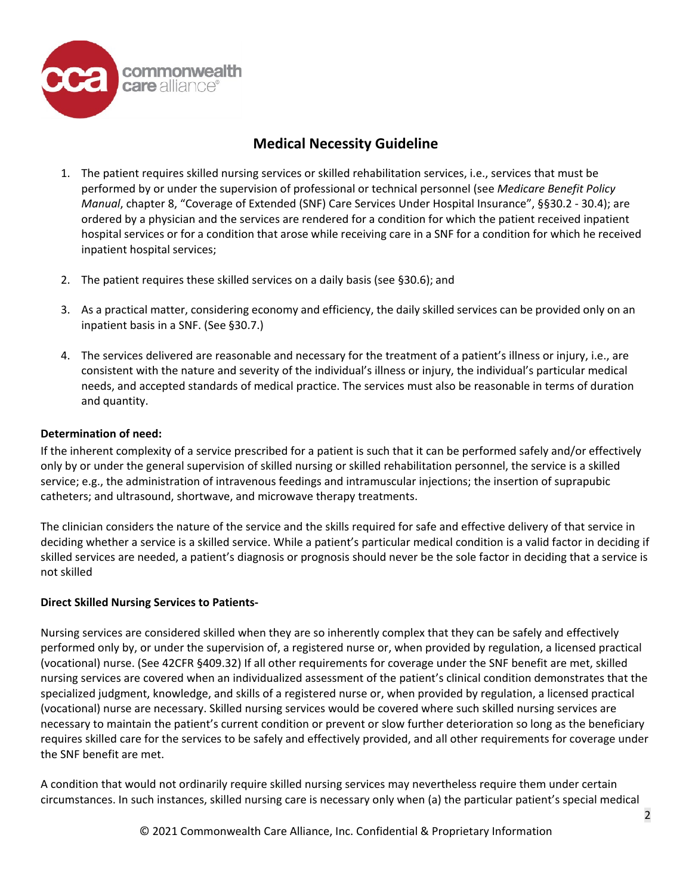## Medical Necessity Guideline

1. The patient requires skilled nursing services or skilled rehabilitation services, i.e., services that must be performed by or under the supervision of professional or technical personnel (see *Medicare Benefit Policy Manual*, chapter 8, "Coverage of Extended (SNF) Care Services Under Hospital Insurance", §§30.2 - 30.4); are ordered by a physician and the services are rendered for a condition for which the patient received inpatient hospital services or for a condition that arose while receiving care in a SNF for a condition for which he received inpatient hospital services;

2. The patient requires these skilled services on a daily basis (see §30.6); and

3. As a practical matter, considering economy and efficiency, the daily skilled services can be provided only on an inpatient basis in a SNF. (See §30.7.)

4. The services delivered are reasonable and necessary for the treatment of a patient's illness or injury, i.e., are consistent with the nature and severity of the individual's illness or injury, the individual's particular medical needs, and accepted standards of medical practice. The services must also be reasonable in terms of duration and quantity.

**Determination of need:**

If the inherent complexity of a service prescribed for a patient is such that it can be performed safely and/or effectively only by or under the general supervision of skilled nursing or skilled rehabilitation personnel, the service is a skilled service; e.g., the administration of intravenous feedings and intramuscular injections; the insertion of suprapubic catheters; and ultrasound, shortwave, and microwave therapy treatments.

The clinician considers the nature of the service and the skills required for safe and effective delivery of that service in deciding whether a service is a skilled service. While a patient's particular medical condition is a valid factor in deciding if skilled services are needed, a patient's diagnosis or prognosis should never be the sole factor in deciding that a service is not skilled

**Direct Skilled Nursing Services to Patients-**

Nursing services are considered skilled when they are so inherently complex that they can be safely and effectively performed only by, or under the supervision of, a registered nurse or, when provided by regulation, a licensed practical (vocational) nurse. (See 42CFR §409.32) If all other requirements for coverage under the SNF benefit are met, skilled nursing services are covered when an individualized assessment of the patient's clinical condition demonstrates that the specialized judgment, knowledge, and skills of a registered nurse or, when provided by regulation, a licensed practical (vocational) nurse are necessary. Skilled nursing services would be covered where such skilled nursing services are necessary to maintain the patient's current condition or prevent or slow further deterioration so long as the beneficiary requires skilled care for the services to be safely and effectively provided, and all other requirements for coverage under the SNF benefit are met.

A condition that would not ordinarily require skilled nursing services may nevertheless require them under certain circumstances. In such instances, skilled nursing care is necessary only when (a) the particular patient's special medical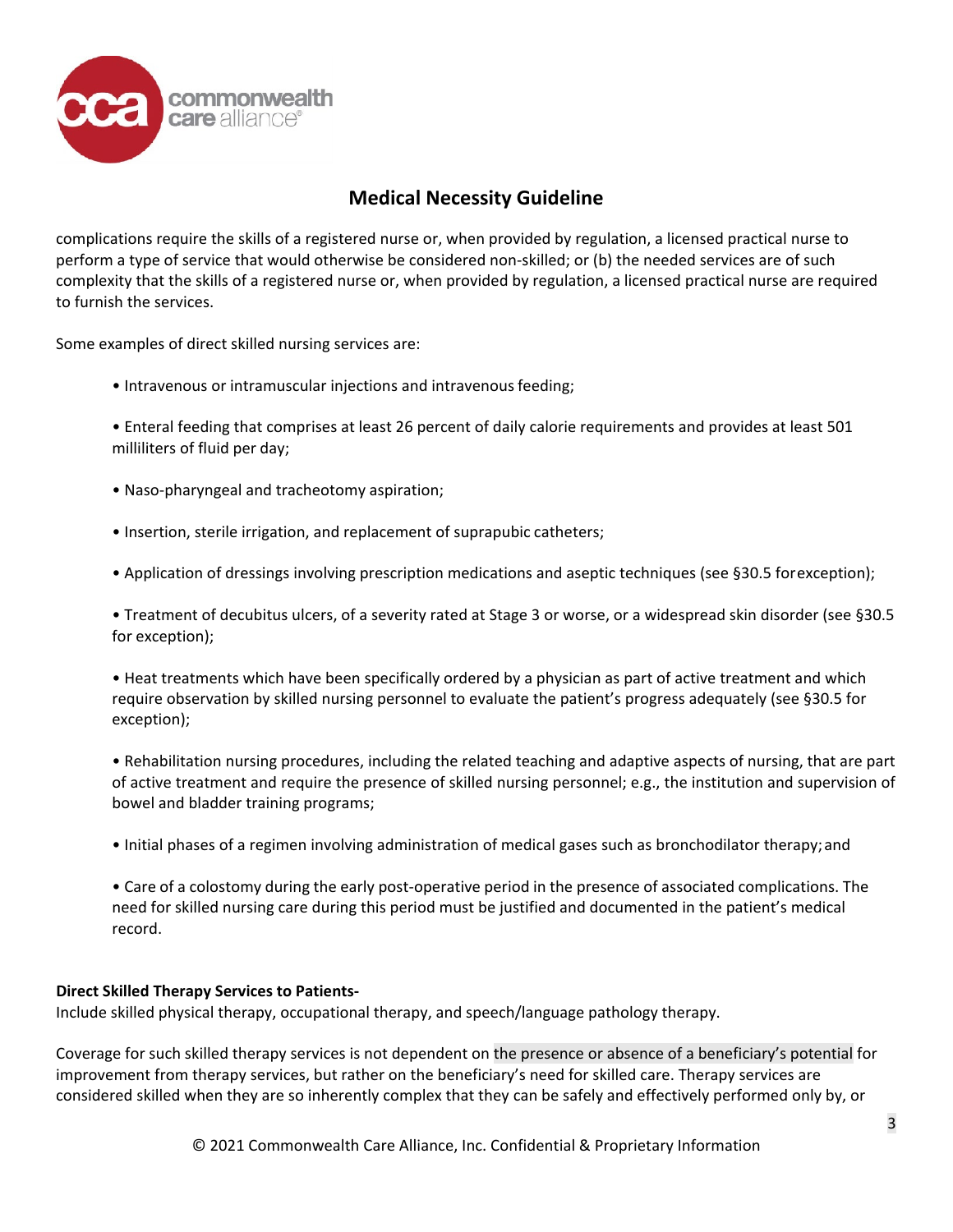complications require the skills of a registered nurse or, when provided by regulation, a licensed practical nurse to perform a type of service that would otherwise be considered non-skilled; or (b) the needed services are of such complexity that the skills of a registered nurse or, when provided by regulation, a licensed practical nurse are required to furnish the services.

Some examples of direct skilled nursing services are:

- Intravenous or intramuscular injections and intravenous feeding;
- Enteral feeding that comprises at least 26 percent of daily calorie requirements and provides at least 501 milliliters of fluid per day;
- Naso-pharyngeal and tracheotomy aspiration;
- Insertion, sterile irrigation, and replacement of suprapubic catheters;
- Application of dressings involving prescription medications and aseptic techniques (see §30.5 for exception);
- Treatment of decubitus ulcers, of a severity rated at Stage 3 or worse, or a widespread skin disorder (see §30.5 for exception);
- Heat treatments which have been specifically ordered by a physician as part of active treatment and which require observation by skilled nursing personnel to evaluate the patient's progress adequately (see §30.5 for exception);
- Rehabilitation nursing procedures, including the related teaching and adaptive aspects of nursing, that are part of active treatment and require the presence of skilled nursing personnel; e.g., the institution and supervision of bowel and bladder training programs;
- Initial phases of a regimen involving administration of medical gases such as bronchodilator therapy; and
- Care of a colostomy during the early post-operative period in the presence of associated complications. The need for skilled nursing care during this period must be justified and documented in the patient's medical record.

**Direct Skilled Therapy Services to Patients-**
Include skilled physical therapy, occupational therapy, and speech/language pathology therapy.

Coverage for such skilled therapy services is not dependent on the presence or absence of a beneficiary's potential for improvement from therapy services, but rather on the beneficiary's need for skilled care. Therapy services are considered skilled when they are so inherently complex that they can be safely and effectively performed only by, or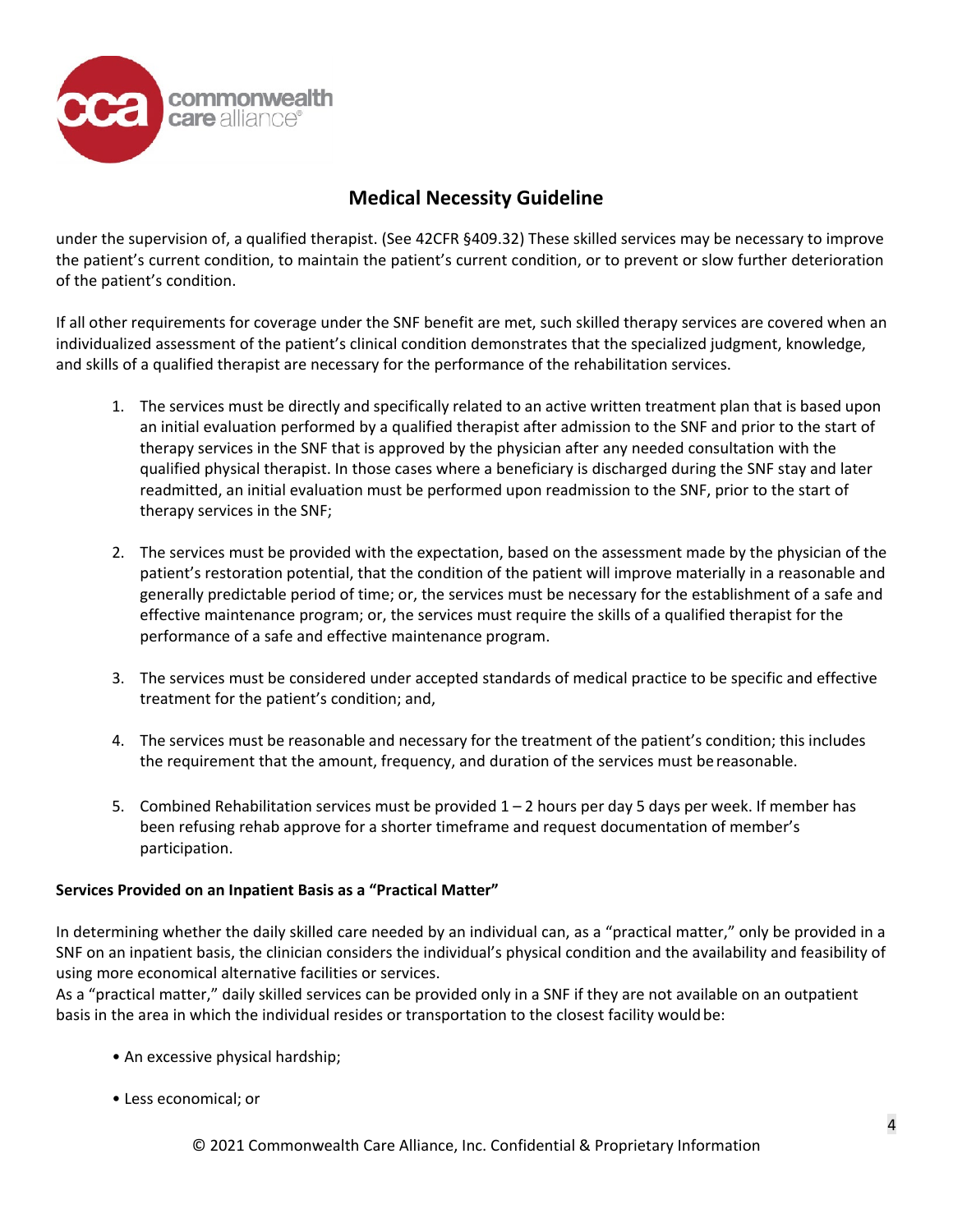under the supervision of, a qualified therapist. (See 42CFR §409.32) These skilled services may be necessary to improve the patient's current condition, to maintain the patient's current condition, or to prevent or slow further deterioration of the patient's condition.

If all other requirements for coverage under the SNF benefit are met, such skilled therapy services are covered when an individualized assessment of the patient's clinical condition demonstrates that the specialized judgment, knowledge, and skills of a qualified therapist are necessary for the performance of the rehabilitation services.

1. The services must be directly and specifically related to an active written treatment plan that is based upon an initial evaluation performed by a qualified therapist after admission to the SNF and prior to the start of therapy services in the SNF that is approved by the physician after any needed consultation with the qualified physical therapist. In those cases where a beneficiary is discharged during the SNF stay and later readmitted, an initial evaluation must be performed upon readmission to the SNF, prior to the start of therapy services in the SNF;

2. The services must be provided with the expectation, based on the assessment made by the physician of the patient's restoration potential, that the condition of the patient will improve materially in a reasonable and generally predictable period of time; or, the services must be necessary for the establishment of a safe and effective maintenance program; or, the services must require the skills of a qualified therapist for the performance of a safe and effective maintenance program.

3. The services must be considered under accepted standards of medical practice to be specific and effective treatment for the patient's condition; and,

4. The services must be reasonable and necessary for the treatment of the patient's condition; this includes the requirement that the amount, frequency, and duration of the services must be reasonable.

5. Combined Rehabilitation services must be provided 1 – 2 hours per day 5 days per week. If member has been refusing rehab approve for a shorter timeframe and request documentation of member's participation.

**Services Provided on an Inpatient Basis as a "Practical Matter"**

In determining whether the daily skilled care needed by an individual can, as a "practical matter," only be provided in a SNF on an inpatient basis, the clinician considers the individual's physical condition and the availability and feasibility of using more economical alternative facilities or services.
As a "practical matter," daily skilled services can be provided only in a SNF if they are not available on an outpatient basis in the area in which the individual resides or transportation to the closest facility would be:

- An excessive physical hardship;
- Less economical; or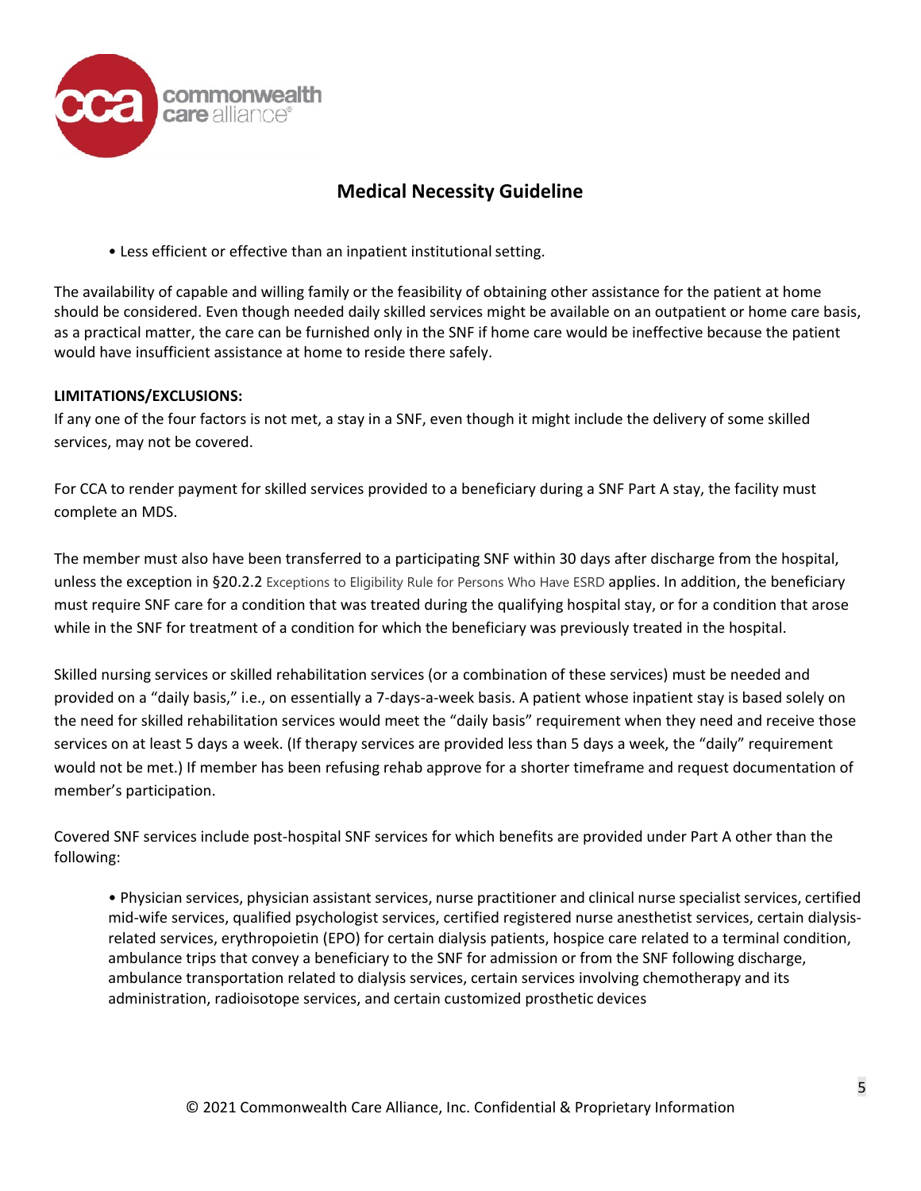- Less efficient or effective than an inpatient institutional setting.

The availability of capable and willing family or the feasibility of obtaining other assistance for the patient at home should be considered. Even though needed daily skilled services might be available on an outpatient or home care basis, as a practical matter, the care can be furnished only in the SNF if home care would be ineffective because the patient would have insufficient assistance at home to reside there safely.

**LIMITATIONS/EXCLUSIONS:**

If any one of the four factors is not met, a stay in a SNF, even though it might include the delivery of some skilled services, may not be covered.

For CCA to render payment for skilled services provided to a beneficiary during a SNF Part A stay, the facility must complete an MDS.

The member must also have been transferred to a participating SNF within 30 days after discharge from the hospital, unless the exception in §20.2.2 Exceptions to Eligibility Rule for Persons Who Have ESRD applies. In addition, the beneficiary must require SNF care for a condition that was treated during the qualifying hospital stay, or for a condition that arose while in the SNF for treatment of a condition for which the beneficiary was previously treated in the hospital.

Skilled nursing services or skilled rehabilitation services (or a combination of these services) must be needed and provided on a "daily basis," i.e., on essentially a 7-days-a-week basis. A patient whose inpatient stay is based solely on the need for skilled rehabilitation services would meet the "daily basis" requirement when they need and receive those services on at least 5 days a week. (If therapy services are provided less than 5 days a week, the "daily" requirement would not be met.) If member has been refusing rehab approve for a shorter timeframe and request documentation of member's participation.

Covered SNF services include post-hospital SNF services for which benefits are provided under Part A other than the following:

- Physician services, physician assistant services, nurse practitioner and clinical nurse specialist services, certified mid-wife services, qualified psychologist services, certified registered nurse anesthetist services, certain dialysis-related services, erythropoietin (EPO) for certain dialysis patients, hospice care related to a terminal condition, ambulance trips that convey a beneficiary to the SNF for admission or from the SNF following discharge, ambulance transportation related to dialysis services, certain services involving chemotherapy and its administration, radioisotope services, and certain customized prosthetic devices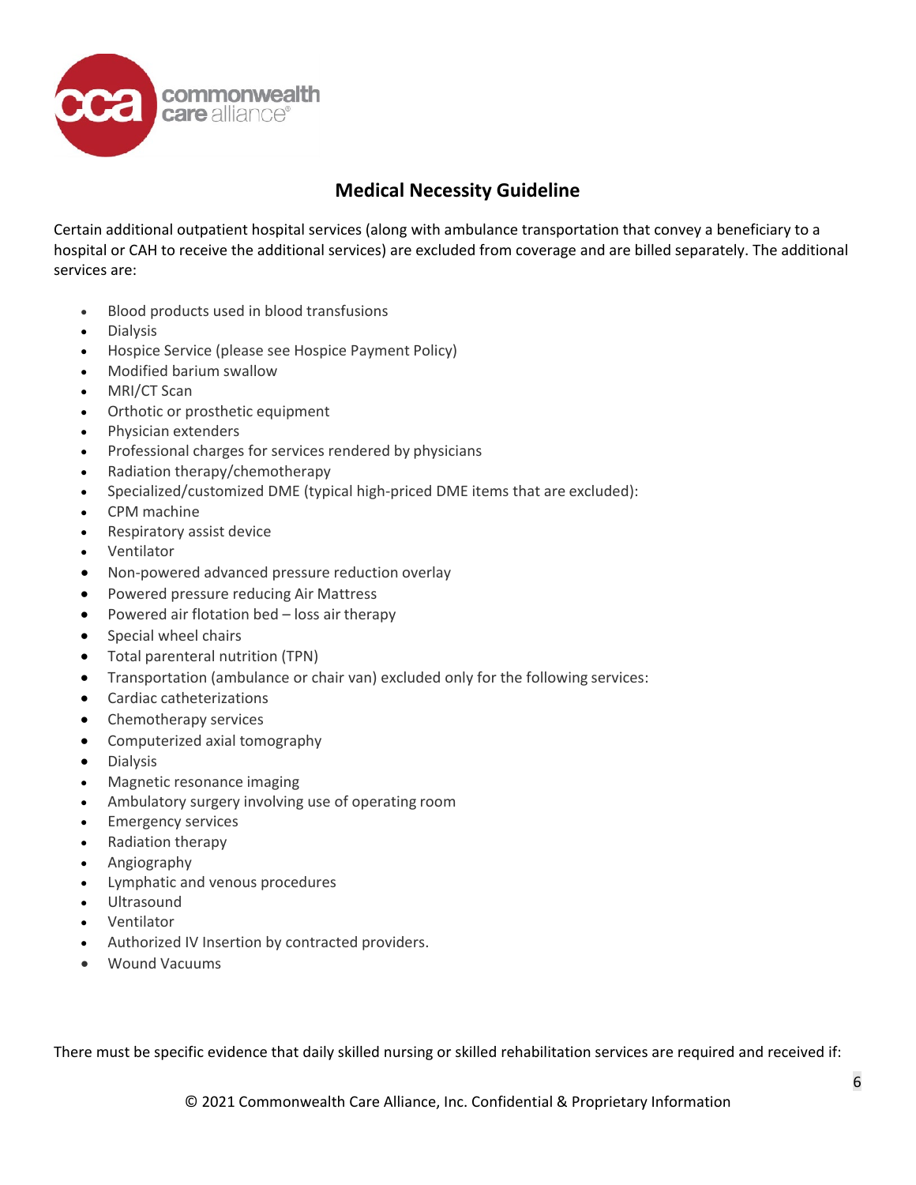## Medical Necessity Guideline

Certain additional outpatient hospital services (along with ambulance transportation that convey a beneficiary to a hospital or CAH to receive the additional services) are excluded from coverage and are billed separately. The additional services are:

- Blood products used in blood transfusions
- Dialysis
- Hospice Service (please see Hospice Payment Policy)
- Modified barium swallow
- MRI/CT Scan
- Orthotic or prosthetic equipment
- Physician extenders
- Professional charges for services rendered by physicians
- Radiation therapy/chemotherapy
- Specialized/customized DME (typical high-priced DME items that are excluded):
- CPM machine
- Respiratory assist device
- Ventilator
- Non-powered advanced pressure reduction overlay
- Powered pressure reducing Air Mattress
- Powered air flotation bed – loss air therapy
- Special wheel chairs
- Total parenteral nutrition (TPN)
- Transportation (ambulance or chair van) excluded only for the following services:
- Cardiac catheterizations
- Chemotherapy services
- Computerized axial tomography
- Dialysis
- Magnetic resonance imaging
- Ambulatory surgery involving use of operating room
- Emergency services
- Radiation therapy
- Angiography
- Lymphatic and venous procedures
- Ultrasound
- Ventilator
- Authorized IV Insertion by contracted providers.
- Wound Vacuums

There must be specific evidence that daily skilled nursing or skilled rehabilitation services are required and received if: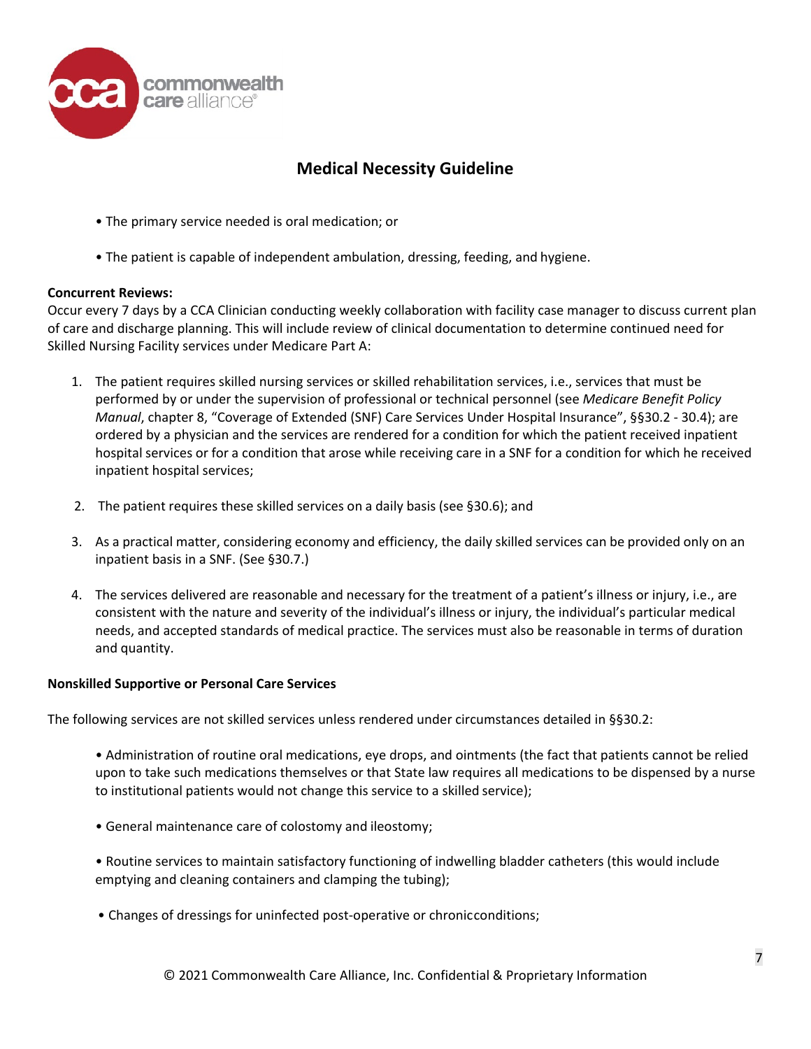- The primary service needed is oral medication; or
- The patient is capable of independent ambulation, dressing, feeding, and hygiene.

**Concurrent Reviews:**
Occur every 7 days by a CCA Clinician conducting weekly collaboration with facility case manager to discuss current plan of care and discharge planning. This will include review of clinical documentation to determine continued need for Skilled Nursing Facility services under Medicare Part A:

1. The patient requires skilled nursing services or skilled rehabilitation services, i.e., services that must be performed by or under the supervision of professional or technical personnel (see *Medicare Benefit Policy Manual*, chapter 8, "Coverage of Extended (SNF) Care Services Under Hospital Insurance", §§30.2 - 30.4); are ordered by a physician and the services are rendered for a condition for which the patient received inpatient hospital services or for a condition that arose while receiving care in a SNF for a condition for which he received inpatient hospital services;
2. The patient requires these skilled services on a daily basis (see §30.6); and
3. As a practical matter, considering economy and efficiency, the daily skilled services can be provided only on an inpatient basis in a SNF. (See §30.7.)
4. The services delivered are reasonable and necessary for the treatment of a patient's illness or injury, i.e., are consistent with the nature and severity of the individual's illness or injury, the individual's particular medical needs, and accepted standards of medical practice. The services must also be reasonable in terms of duration and quantity.

**Nonskilled Supportive or Personal Care Services**

The following services are not skilled services unless rendered under circumstances detailed in §§30.2:

- Administration of routine oral medications, eye drops, and ointments (the fact that patients cannot be relied upon to take such medications themselves or that State law requires all medications to be dispensed by a nurse to institutional patients would not change this service to a skilled service);
- General maintenance care of colostomy and ileostomy;
- Routine services to maintain satisfactory functioning of indwelling bladder catheters (this would include emptying and cleaning containers and clamping the tubing);
- Changes of dressings for uninfected post-operative or chronic conditions;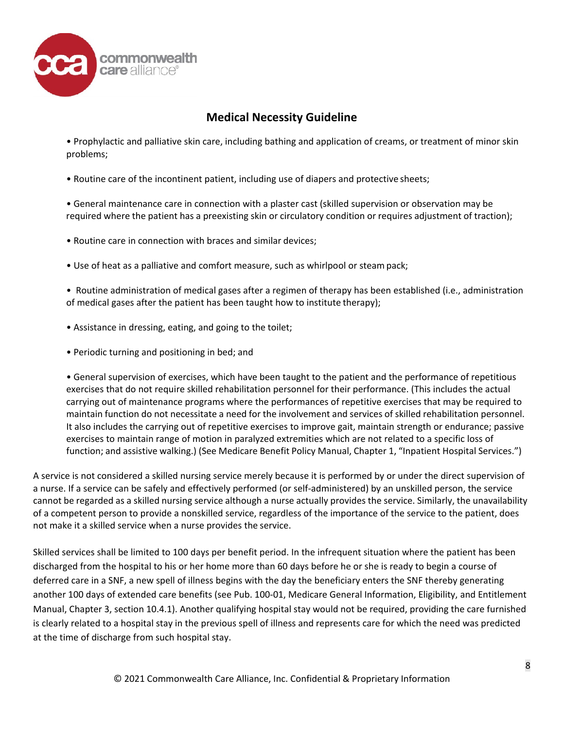## Medical Necessity Guideline

- Prophylactic and palliative skin care, including bathing and application of creams, or treatment of minor skin problems;
- Routine care of the incontinent patient, including use of diapers and protective sheets;
- General maintenance care in connection with a plaster cast (skilled supervision or observation may be required where the patient has a preexisting skin or circulatory condition or requires adjustment of traction);
- Routine care in connection with braces and similar devices;
- Use of heat as a palliative and comfort measure, such as whirlpool or steam pack;
- Routine administration of medical gases after a regimen of therapy has been established (i.e., administration of medical gases after the patient has been taught how to institute therapy);
- Assistance in dressing, eating, and going to the toilet;
- Periodic turning and positioning in bed; and
- General supervision of exercises, which have been taught to the patient and the performance of repetitious exercises that do not require skilled rehabilitation personnel for their performance. (This includes the actual carrying out of maintenance programs where the performances of repetitive exercises that may be required to maintain function do not necessitate a need for the involvement and services of skilled rehabilitation personnel. It also includes the carrying out of repetitive exercises to improve gait, maintain strength or endurance; passive exercises to maintain range of motion in paralyzed extremities which are not related to a specific loss of function; and assistive walking.) (See Medicare Benefit Policy Manual, Chapter 1, "Inpatient Hospital Services.")

A service is not considered a skilled nursing service merely because it is performed by or under the direct supervision of a nurse. If a service can be safely and effectively performed (or self-administered) by an unskilled person, the service cannot be regarded as a skilled nursing service although a nurse actually provides the service. Similarly, the unavailability of a competent person to provide a nonskilled service, regardless of the importance of the service to the patient, does not make it a skilled service when a nurse provides the service.

Skilled services shall be limited to 100 days per benefit period. In the infrequent situation where the patient has been discharged from the hospital to his or her home more than 60 days before he or she is ready to begin a course of deferred care in a SNF, a new spell of illness begins with the day the beneficiary enters the SNF thereby generating another 100 days of extended care benefits (see Pub. 100-01, Medicare General Information, Eligibility, and Entitlement Manual, Chapter 3, section 10.4.1). Another qualifying hospital stay would not be required, providing the care furnished is clearly related to a hospital stay in the previous spell of illness and represents care for which the need was predicted at the time of discharge from such hospital stay.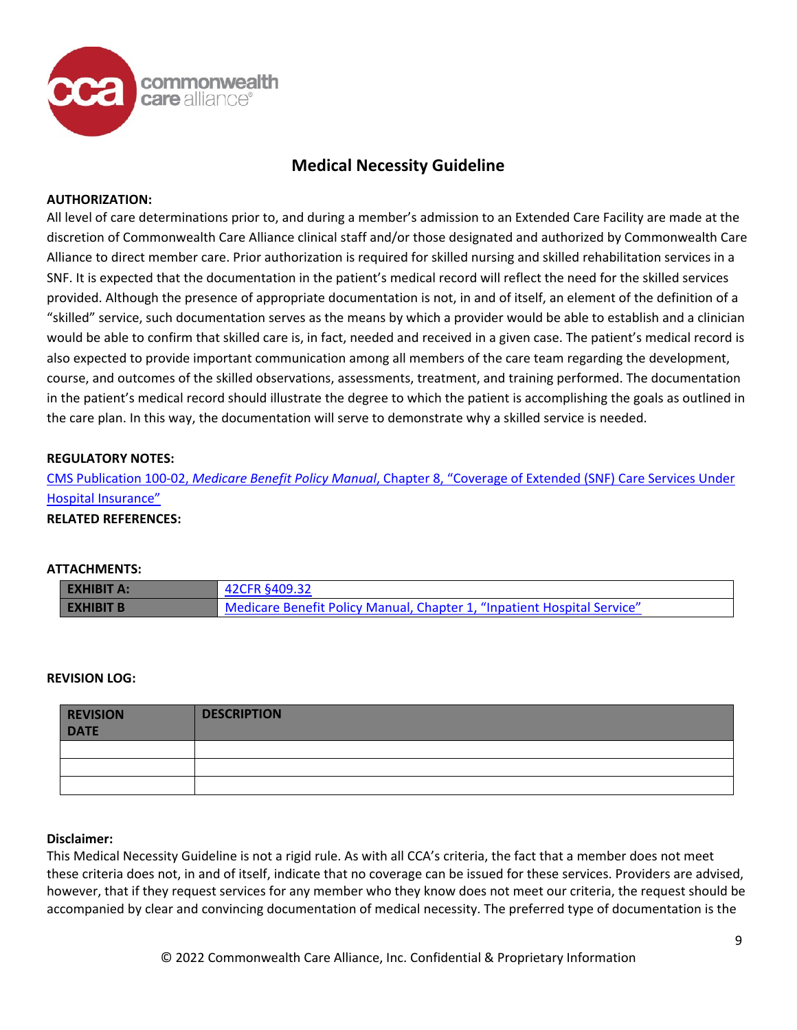## Medical Necessity Guideline

**AUTHORIZATION:**

All level of care determinations prior to, and during a member's admission to an Extended Care Facility are made at the discretion of Commonwealth Care Alliance clinical staff and/or those designated and authorized by Commonwealth Care Alliance to direct member care. Prior authorization is required for skilled nursing and skilled rehabilitation services in a SNF. It is expected that the documentation in the patient's medical record will reflect the need for the skilled services provided. Although the presence of appropriate documentation is not, in and of itself, an element of the definition of a "skilled" service, such documentation serves as the means by which a provider would be able to establish and a clinician would be able to confirm that skilled care is, in fact, needed and received in a given case. The patient's medical record is also expected to provide important communication among all members of the care team regarding the development, course, and outcomes of the skilled observations, assessments, treatment, and training performed. The documentation in the patient's medical record should illustrate the degree to which the patient is accomplishing the goals as outlined in the care plan. In this way, the documentation will serve to demonstrate why a skilled service is needed.

**REGULATORY NOTES:**

CMS Publication 100-02, *Medicare Benefit Policy Manual*, Chapter 8, "Coverage of Extended (SNF) Care Services Under Hospital Insurance"

**RELATED REFERENCES:**

**ATTACHMENTS:**

| | |
|---|---|
| **EXHIBIT A:** | 42CFR §409.32 |
| **EXHIBIT B** | Medicare Benefit Policy Manual, Chapter 1, "Inpatient Hospital Service" |

**REVISION LOG:**

| REVISION DATE | DESCRIPTION |
|---|---|
| | |
| | |
| | |

**Disclaimer:**

This Medical Necessity Guideline is not a rigid rule. As with all CCA's criteria, the fact that a member does not meet these criteria does not, in and of itself, indicate that no coverage can be issued for these services. Providers are advised, however, that if they request services for any member who they know does not meet our criteria, the request should be accompanied by clear and convincing documentation of medical necessity. The preferred type of documentation is the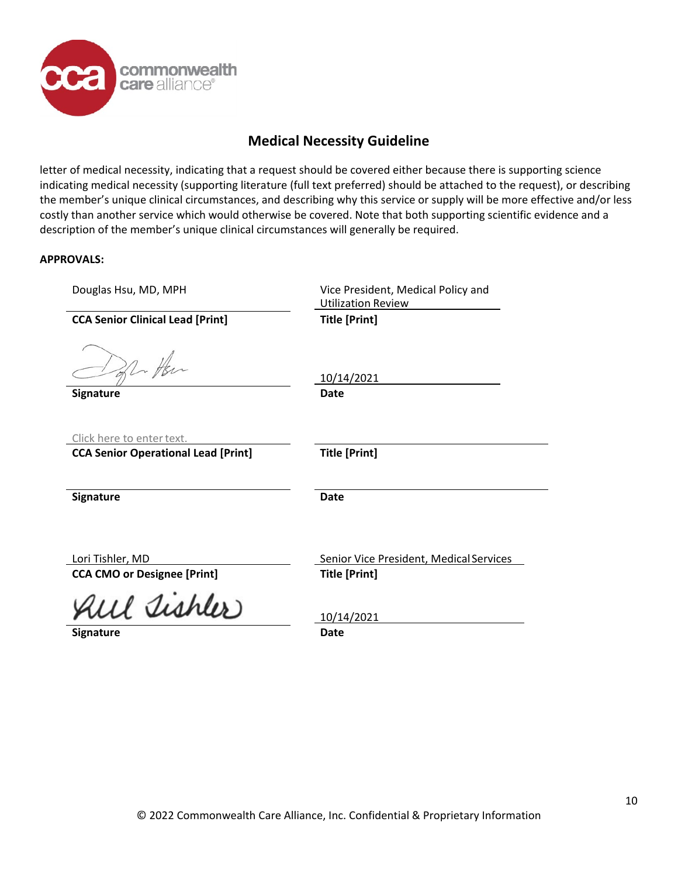## Medical Necessity Guideline

letter of medical necessity, indicating that a request should be covered either because there is supporting science indicating medical necessity (supporting literature (full text preferred) should be attached to the request), or describing the member's unique clinical circumstances, and describing why this service or supply will be more effective and/or less costly than another service which would otherwise be covered. Note that both supporting scientific evidence and a description of the member's unique clinical circumstances will generally be required.

**APPROVALS:**

| | |
|---|---|
| Douglas Hsu, MD, MPH | Vice President, Medical Policy and Utilization Review |
| **CCA Senior Clinical Lead [Print]** | **Title [Print]** |
| | 10/14/2021 |
| **Signature** | **Date** |
| Click here to enter text. | |
| **CCA Senior Operational Lead [Print]** | **Title [Print]** |
| | |
| **Signature** | **Date** |
| Lori Tishler, MD | Senior Vice President, Medical Services |
| **CCA CMO or Designee [Print]** | **Title [Print]** |
| | 10/14/2021 |
| **Signature** | **Date** |

© 2022 Commonwealth Care Alliance, Inc. Confidential & Proprietary Information